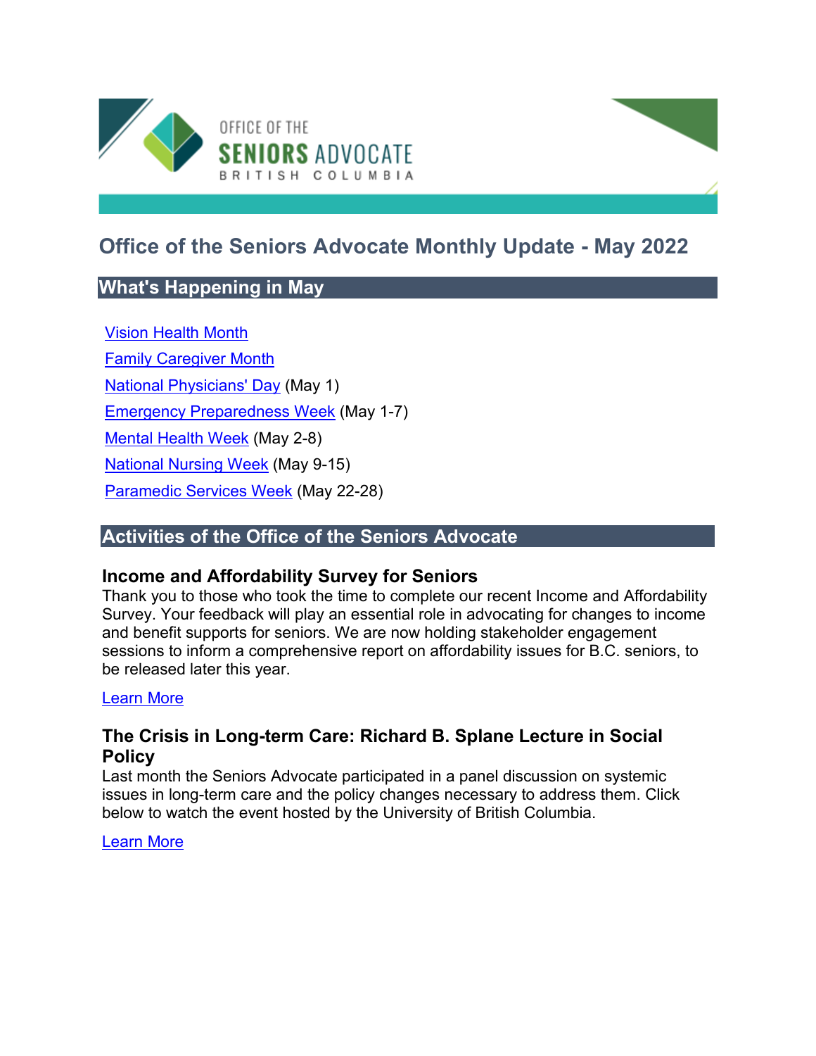OFFICE OF THE SENIORS ADVOCATE BRITISH COLUMBIA

# Office of the Seniors Advocate Monthly Update - May 2022

## What's Happening in May

Vision Health Month

Family Caregiver Month

National Physicians' Day (May 1)

Emergency Preparedness Week (May 1-7)

Mental Health Week (May 2-8)

National Nursing Week (May 9-15)

Paramedic Services Week (May 22-28)

## Activities of the Office of the Seniors Advocate

### Income and Affordability Survey for Seniors

Thank you to those who took the time to complete our recent Income and Affordability Survey. Your feedback will play an essential role in advocating for changes to income and benefit supports for seniors. We are now holding stakeholder engagement sessions to inform a comprehensive report on affordability issues for B.C. seniors, to be released later this year.

Learn More

### The Crisis in Long-term Care: Richard B. Splane Lecture in Social Policy

Last month the Seniors Advocate participated in a panel discussion on systemic issues in long-term care and the policy changes necessary to address them. Click below to watch the event hosted by the University of British Columbia.

Learn More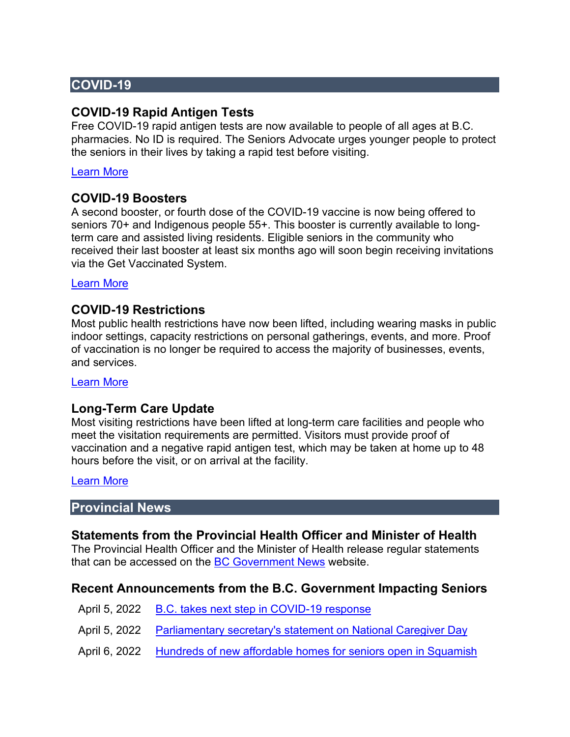## COVID-19

### COVID-19 Rapid Antigen Tests

Free COVID-19 rapid antigen tests are now available to people of all ages at B.C. pharmacies. No ID is required. The Seniors Advocate urges younger people to protect the seniors in their lives by taking a rapid test before visiting.

Learn More

### COVID-19 Boosters

A second booster, or fourth dose of the COVID-19 vaccine is now being offered to seniors 70+ and Indigenous people 55+. This booster is currently available to long-term care and assisted living residents. Eligible seniors in the community who received their last booster at least six months ago will soon begin receiving invitations via the Get Vaccinated System.

Learn More

### COVID-19 Restrictions

Most public health restrictions have now been lifted, including wearing masks in public indoor settings, capacity restrictions on personal gatherings, events, and more. Proof of vaccination is no longer be required to access the majority of businesses, events, and services.

Learn More

### Long-Term Care Update

Most visiting restrictions have been lifted at long-term care facilities and people who meet the visitation requirements are permitted. Visitors must provide proof of vaccination and a negative rapid antigen test, which may be taken at home up to 48 hours before the visit, or on arrival at the facility.

Learn More

## Provincial News

### Statements from the Provincial Health Officer and Minister of Health

The Provincial Health Officer and the Minister of Health release regular statements that can be accessed on the BC Government News website.

### Recent Announcements from the B.C. Government Impacting Seniors

| | |
|---|---|
| April 5, 2022 | B.C. takes next step in COVID-19 response |
| April 5, 2022 | Parliamentary secretary's statement on National Caregiver Day |
| April 6, 2022 | Hundreds of new affordable homes for seniors open in Squamish |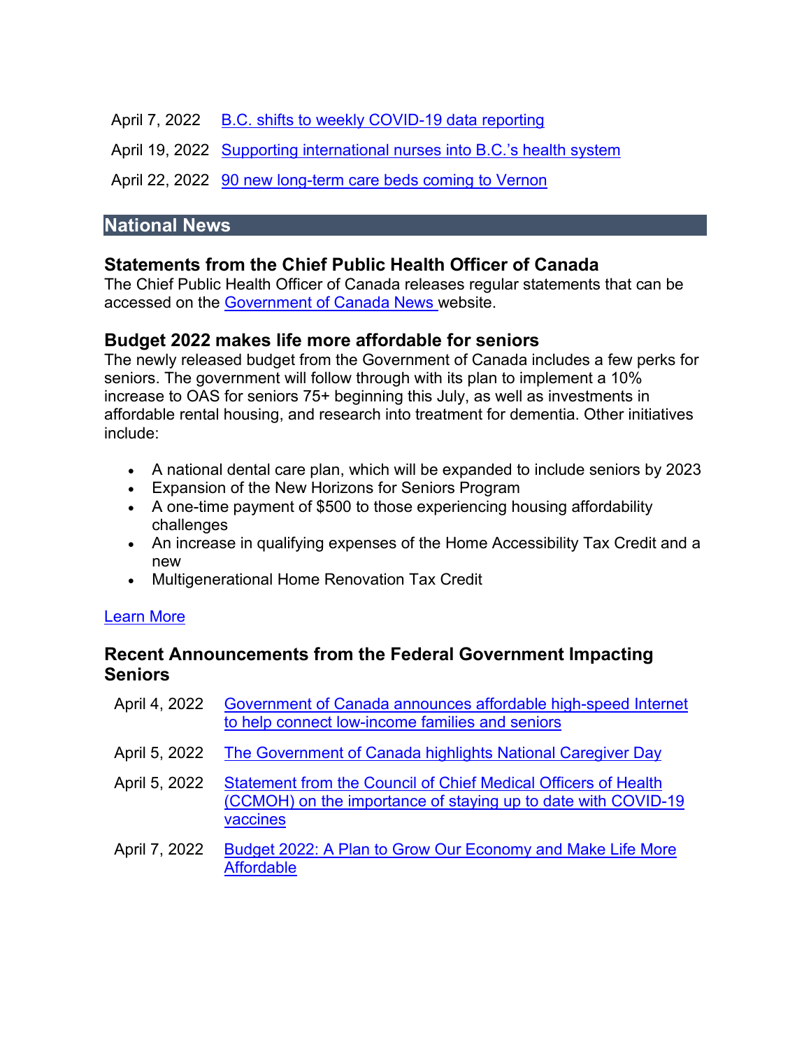| | |
|---|---|
| April 7, 2022 | B.C. shifts to weekly COVID-19 data reporting |
| April 19, 2022 | Supporting international nurses into B.C.'s health system |
| April 22, 2022 | 90 new long-term care beds coming to Vernon |

## National News

### Statements from the Chief Public Health Officer of Canada

The Chief Public Health Officer of Canada releases regular statements that can be accessed on the Government of Canada News website.

### Budget 2022 makes life more affordable for seniors

The newly released budget from the Government of Canada includes a few perks for seniors. The government will follow through with its plan to implement a 10% increase to OAS for seniors 75+ beginning this July, as well as investments in affordable rental housing, and research into treatment for dementia. Other initiatives include:

- A national dental care plan, which will be expanded to include seniors by 2023
- Expansion of the New Horizons for Seniors Program
- A one-time payment of $500 to those experiencing housing affordability challenges
- An increase in qualifying expenses of the Home Accessibility Tax Credit and a new
- Multigenerational Home Renovation Tax Credit

Learn More

### Recent Announcements from the Federal Government Impacting Seniors

| | |
|---|---|
| April 4, 2022 | Government of Canada announces affordable high-speed Internet to help connect low-income families and seniors |
| April 5, 2022 | The Government of Canada highlights National Caregiver Day |
| April 5, 2022 | Statement from the Council of Chief Medical Officers of Health (CCMOH) on the importance of staying up to date with COVID-19 vaccines |
| April 7, 2022 | Budget 2022: A Plan to Grow Our Economy and Make Life More Affordable |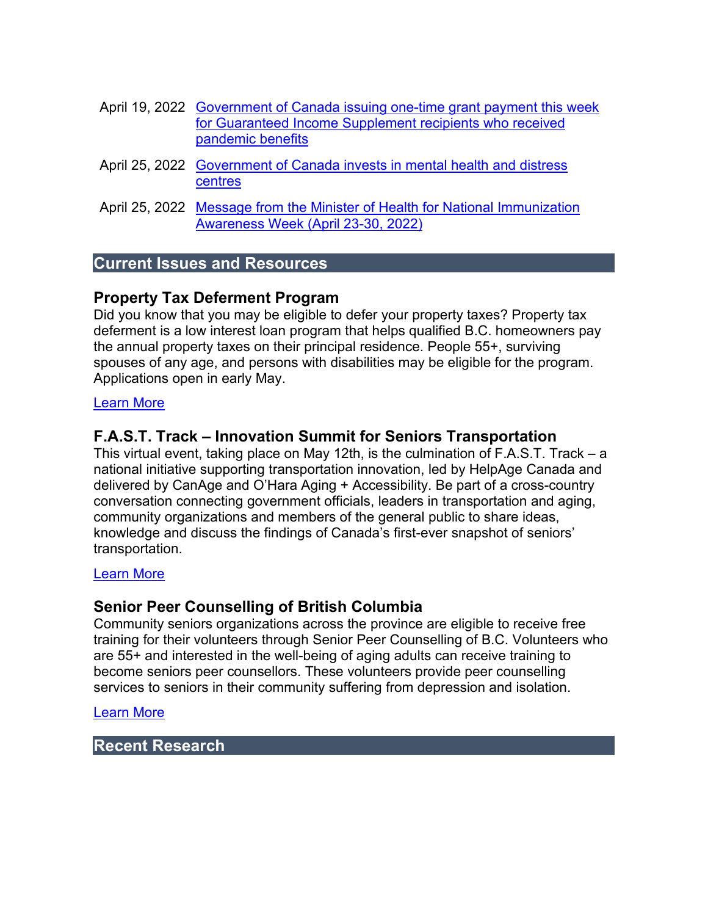| | |
|---|---|
| April 19, 2022 | Government of Canada issuing one-time grant payment this week for Guaranteed Income Supplement recipients who received pandemic benefits |
| April 25, 2022 | Government of Canada invests in mental health and distress centres |
| April 25, 2022 | Message from the Minister of Health for National Immunization Awareness Week (April 23-30, 2022) |

## Current Issues and Resources

### Property Tax Deferment Program

Did you know that you may be eligible to defer your property taxes? Property tax deferment is a low interest loan program that helps qualified B.C. homeowners pay the annual property taxes on their principal residence. People 55+, surviving spouses of any age, and persons with disabilities may be eligible for the program. Applications open in early May.

Learn More

### F.A.S.T. Track – Innovation Summit for Seniors Transportation

This virtual event, taking place on May 12th, is the culmination of F.A.S.T. Track – a national initiative supporting transportation innovation, led by HelpAge Canada and delivered by CanAge and O'Hara Aging + Accessibility. Be part of a cross-country conversation connecting government officials, leaders in transportation and aging, community organizations and members of the general public to share ideas, knowledge and discuss the findings of Canada's first-ever snapshot of seniors' transportation.

Learn More

### Senior Peer Counselling of British Columbia

Community seniors organizations across the province are eligible to receive free training for their volunteers through Senior Peer Counselling of B.C. Volunteers who are 55+ and interested in the well-being of aging adults can receive training to become seniors peer counsellors. These volunteers provide peer counselling services to seniors in their community suffering from depression and isolation.

Learn More

## Recent Research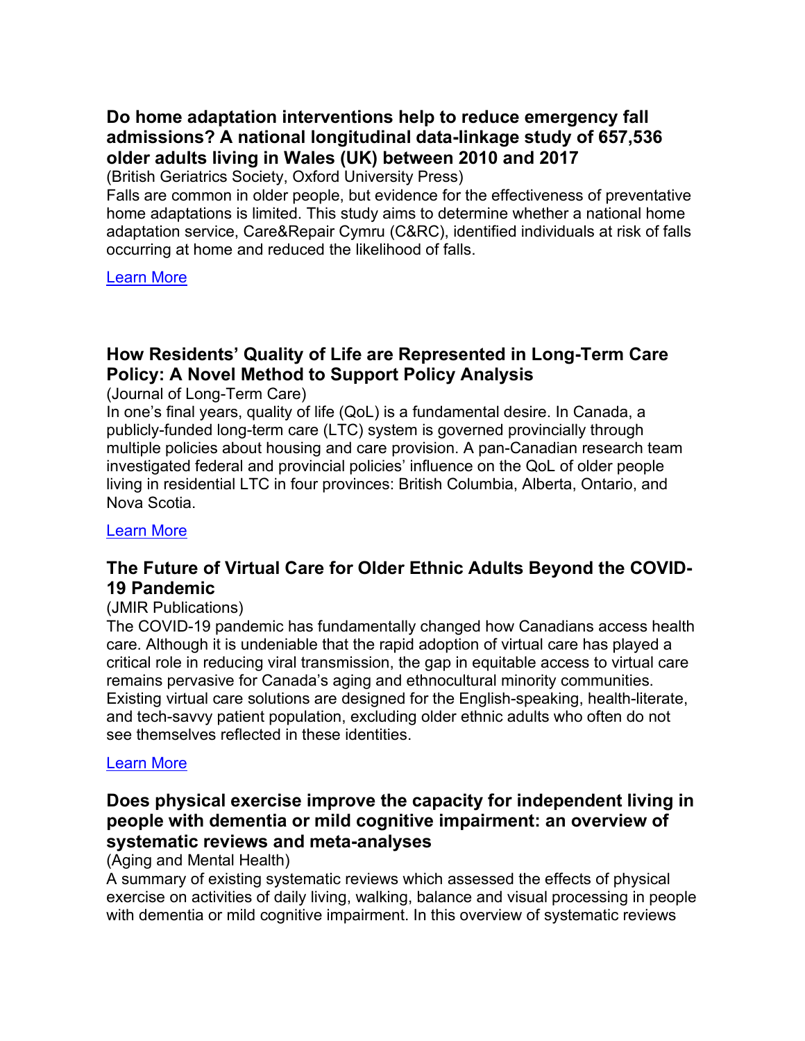### Do home adaptation interventions help to reduce emergency fall admissions? A national longitudinal data-linkage study of 657,536 older adults living in Wales (UK) between 2010 and 2017

(British Geriatrics Society, Oxford University Press)

Falls are common in older people, but evidence for the effectiveness of preventative home adaptations is limited. This study aims to determine whether a national home adaptation service, Care&Repair Cymru (C&RC), identified individuals at risk of falls occurring at home and reduced the likelihood of falls.

Learn More

### How Residents' Quality of Life are Represented in Long-Term Care Policy: A Novel Method to Support Policy Analysis

(Journal of Long-Term Care)

In one's final years, quality of life (QoL) is a fundamental desire. In Canada, a publicly-funded long-term care (LTC) system is governed provincially through multiple policies about housing and care provision. A pan-Canadian research team investigated federal and provincial policies' influence on the QoL of older people living in residential LTC in four provinces: British Columbia, Alberta, Ontario, and Nova Scotia.

Learn More

### The Future of Virtual Care for Older Ethnic Adults Beyond the COVID-19 Pandemic

(JMIR Publications)

The COVID-19 pandemic has fundamentally changed how Canadians access health care. Although it is undeniable that the rapid adoption of virtual care has played a critical role in reducing viral transmission, the gap in equitable access to virtual care remains pervasive for Canada's aging and ethnocultural minority communities. Existing virtual care solutions are designed for the English-speaking, health-literate, and tech-savvy patient population, excluding older ethnic adults who often do not see themselves reflected in these identities.

Learn More

### Does physical exercise improve the capacity for independent living in people with dementia or mild cognitive impairment: an overview of systematic reviews and meta-analyses

(Aging and Mental Health)

A summary of existing systematic reviews which assessed the effects of physical exercise on activities of daily living, walking, balance and visual processing in people with dementia or mild cognitive impairment. In this overview of systematic reviews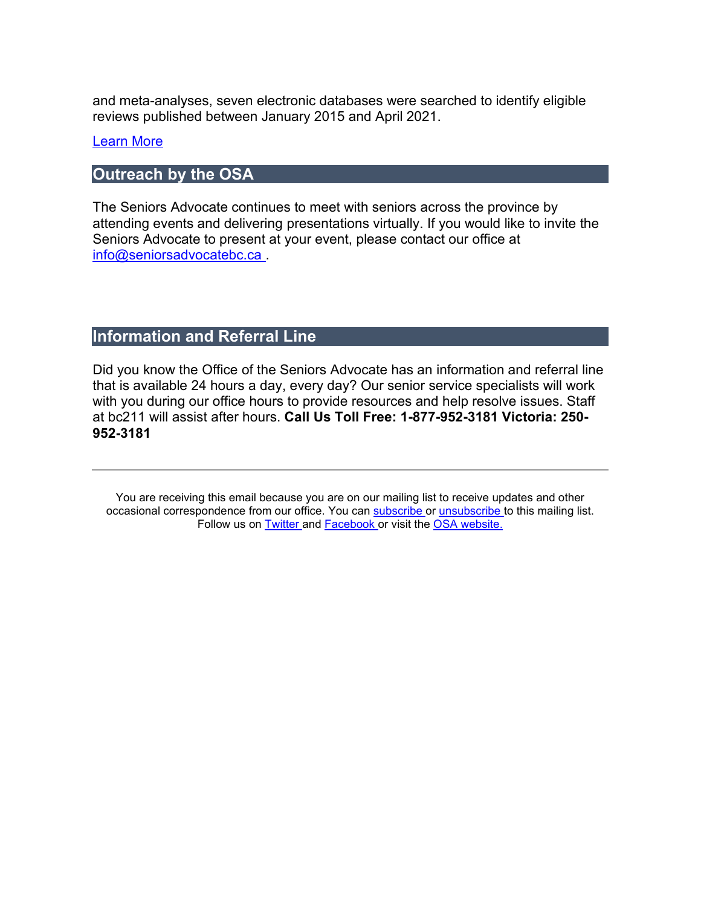and meta-analyses, seven electronic databases were searched to identify eligible reviews published between January 2015 and April 2021.

Learn More

## Outreach by the OSA

The Seniors Advocate continues to meet with seniors across the province by attending events and delivering presentations virtually. If you would like to invite the Seniors Advocate to present at your event, please contact our office at info@seniorsadvocatebc.ca .

## Information and Referral Line

Did you know the Office of the Seniors Advocate has an information and referral line that is available 24 hours a day, every day? Our senior service specialists will work with you during our office hours to provide resources and help resolve issues. Staff at bc211 will assist after hours. **Call Us Toll Free: 1-877-952-3181 Victoria: 250-952-3181**

---

You are receiving this email because you are on our mailing list to receive updates and other occasional correspondence from our office. You can subscribe or unsubscribe to this mailing list. Follow us on Twitter and Facebook or visit the OSA website.